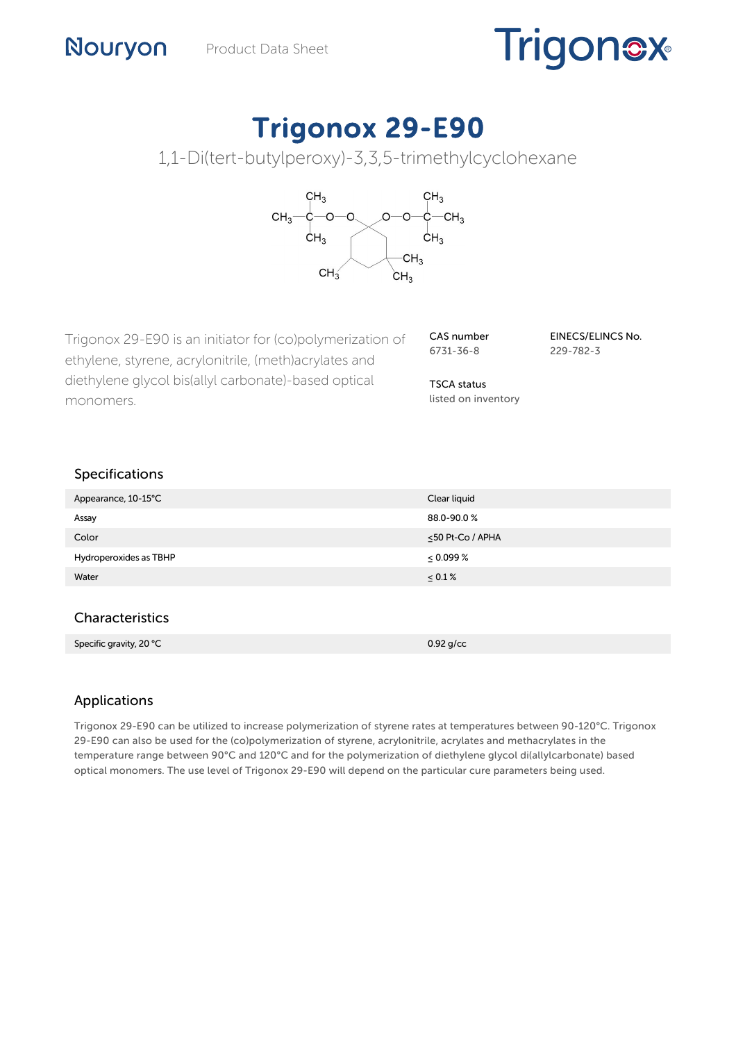Nouryon Product Data Sheet

Trigonox®

# Trigonox 29-E90

1,1-Di(tert-butylperoxy)-3,3,5-trimethylcyclohexane

Trigonox 29-E90 is an initiator for (co)polymerization of ethylene, styrene, acrylonitrile, (meth)acrylates and diethylene glycol bis(allyl carbonate)-based optical monomers.

**CAS number**
6731-36-8

**EINECS/ELINCS No.**
229-782-3

**TSCA status**
listed on inventory

## Specifications

| | |
|---|---|
| Appearance, 10-15°C | Clear liquid |
| Assay | 88.0-90.0 % |
| Color | ≤50 Pt-Co / APHA |
| Hydroperoxides as TBHP | ≤ 0.099 % |
| Water | ≤ 0.1 % |

## Characteristics

| | |
|---|---|
| Specific gravity, 20 °C | 0.92 g/cc |

## Applications

Trigonox 29-E90 can be utilized to increase polymerization of styrene rates at temperatures between 90-120°C. Trigonox 29-E90 can also be used for the (co)polymerization of styrene, acrylonitrile, acrylates and methacrylates in the temperature range between 90°C and 120°C and for the polymerization of diethylene glycol di(allylcarbonate) based optical monomers. The use level of Trigonox 29-E90 will depend on the particular cure parameters being used.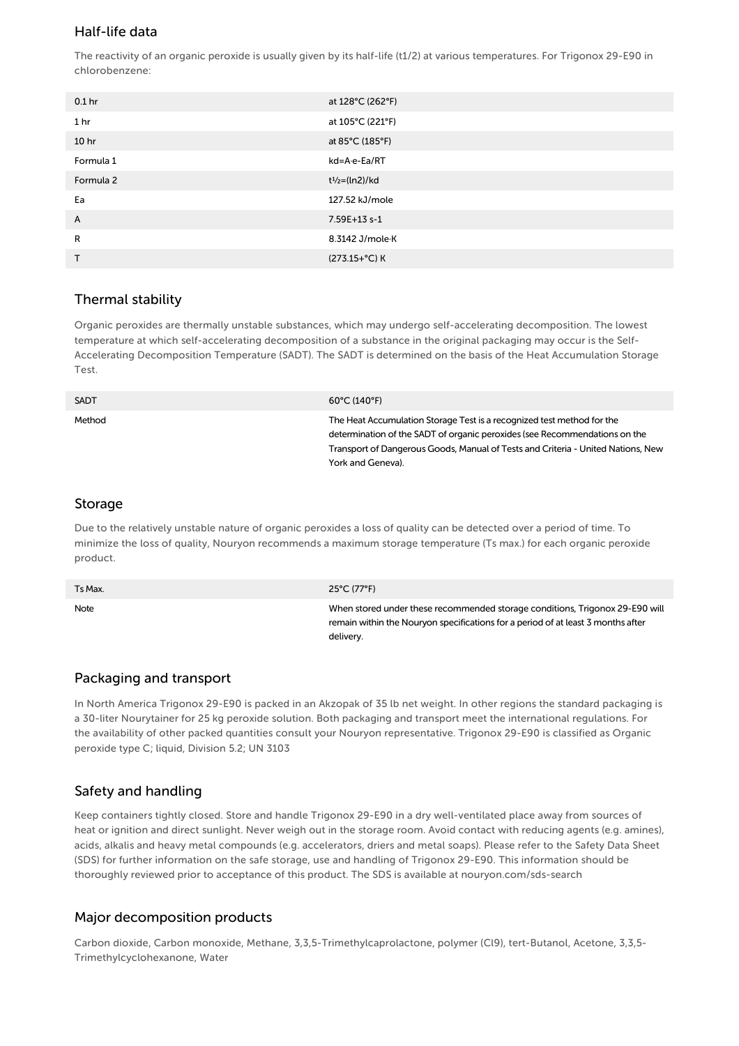## Half-life data

The reactivity of an organic peroxide is usually given by its half-life (t1/2) at various temperatures. For Trigonox 29-E90 in chlorobenzene:

| | |
|---|---|
| 0.1 hr | at 128°C (262°F) |
| 1 hr | at 105°C (221°F) |
| 10 hr | at 85°C (185°F) |
| Formula 1 | $kd=A \cdot e^{-Ea/RT}$ |
| Formula 2 | $t_{1/2}=(\ln 2)/kd$ |
| Ea | 127.52 kJ/mole |
| A | 7.59E+13 s-1 |
| R | 8.3142 J/mole·K |
| T | (273.15+°C) K |

## Thermal stability

Organic peroxides are thermally unstable substances, which may undergo self-accelerating decomposition. The lowest temperature at which self-accelerating decomposition of a substance in the original packaging may occur is the Self-Accelerating Decomposition Temperature (SADT). The SADT is determined on the basis of the Heat Accumulation Storage Test.

| | |
|---|---|
| SADT | 60°C (140°F) |
| Method | The Heat Accumulation Storage Test is a recognized test method for the determination of the SADT of organic peroxides (see Recommendations on the Transport of Dangerous Goods, Manual of Tests and Criteria - United Nations, New York and Geneva). |

## Storage

Due to the relatively unstable nature of organic peroxides a loss of quality can be detected over a period of time. To minimize the loss of quality, Nouryon recommends a maximum storage temperature (Ts max.) for each organic peroxide product.

| | |
|---|---|
| Ts Max. | 25°C (77°F) |
| Note | When stored under these recommended storage conditions, Trigonox 29-E90 will remain within the Nouryon specifications for a period of at least 3 months after delivery. |

## Packaging and transport

In North America Trigonox 29-E90 is packed in an Akzopak of 35 lb net weight. In other regions the standard packaging is a 30-liter Nourytainer for 25 kg peroxide solution. Both packaging and transport meet the international regulations. For the availability of other packed quantities consult your Nouryon representative. Trigonox 29-E90 is classified as Organic peroxide type C; liquid, Division 5.2; UN 3103

## Safety and handling

Keep containers tightly closed. Store and handle Trigonox 29-E90 in a dry well-ventilated place away from sources of heat or ignition and direct sunlight. Never weigh out in the storage room. Avoid contact with reducing agents (e.g. amines), acids, alkalis and heavy metal compounds (e.g. accelerators, driers and metal soaps). Please refer to the Safety Data Sheet (SDS) for further information on the safe storage, use and handling of Trigonox 29-E90. This information should be thoroughly reviewed prior to acceptance of this product. The SDS is available at nouryon.com/sds-search

## Major decomposition products

Carbon dioxide, Carbon monoxide, Methane, 3,3,5-Trimethylcaprolactone, polymer (Cl9), tert-Butanol, Acetone, 3,3,5-Trimethylcyclohexanone, Water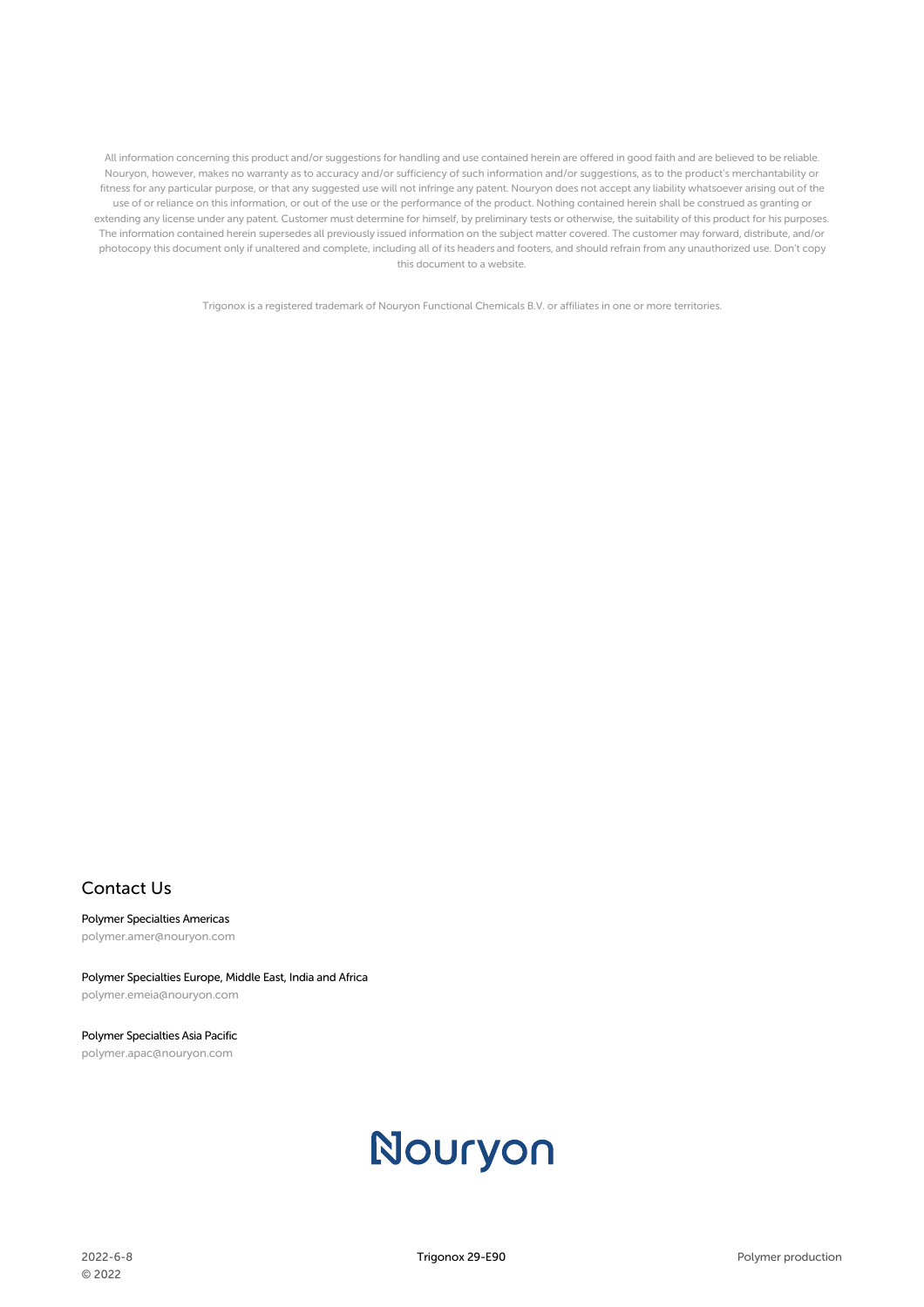All information concerning this product and/or suggestions for handling and use contained herein are offered in good faith and are believed to be reliable. Nouryon, however, makes no warranty as to accuracy and/or sufficiency of such information and/or suggestions, as to the product's merchantability or fitness for any particular purpose, or that any suggested use will not infringe any patent. Nouryon does not accept any liability whatsoever arising out of the use of or reliance on this information, or out of the use or the performance of the product. Nothing contained herein shall be construed as granting or extending any license under any patent. Customer must determine for himself, by preliminary tests or otherwise, the suitability of this product for his purposes. The information contained herein supersedes all previously issued information on the subject matter covered. The customer may forward, distribute, and/or photocopy this document only if unaltered and complete, including all of its headers and footers, and should refrain from any unauthorized use. Don't copy this document to a website.

Trigonox is a registered trademark of Nouryon Functional Chemicals B.V. or affiliates in one or more territories.

## Contact Us

Polymer Specialties Americas
polymer.amer@nouryon.com

Polymer Specialties Europe, Middle East, India and Africa
polymer.emeia@nouryon.com

Polymer Specialties Asia Pacific
polymer.apac@nouryon.com

Nouryon

2022-6-8
© 2022